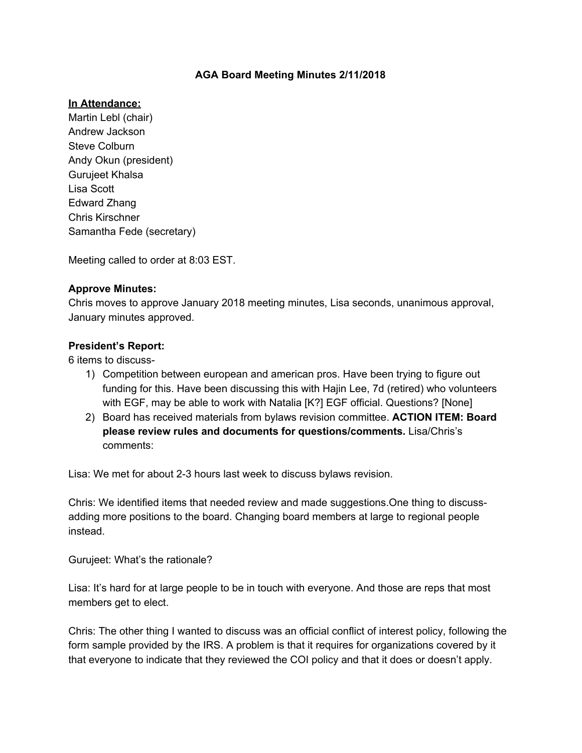# AGA Board Meeting Minutes 2/11/2018

**In Attendance:**

Martin Lebl (chair)
Andrew Jackson
Steve Colburn
Andy Okun (president)
Gurujeet Khalsa
Lisa Scott
Edward Zhang
Chris Kirschner
Samantha Fede (secretary)

Meeting called to order at 8:03 EST.

**Approve Minutes:**

Chris moves to approve January 2018 meeting minutes, Lisa seconds, unanimous approval, January minutes approved.

**President's Report:**

6 items to discuss-

1) Competition between european and american pros. Have been trying to figure out funding for this. Have been discussing this with Hajin Lee, 7d (retired) who volunteers with EGF, may be able to work with Natalia [K?] EGF official. Questions? [None]
2) Board has received materials from bylaws revision committee. **ACTION ITEM: Board please review rules and documents for questions/comments.** Lisa/Chris's comments:

Lisa: We met for about 2-3 hours last week to discuss bylaws revision.

Chris: We identified items that needed review and made suggestions.One thing to discuss- adding more positions to the board. Changing board members at large to regional people instead.

Gurujeet: What's the rationale?

Lisa: It's hard for at large people to be in touch with everyone. And those are reps that most members get to elect.

Chris: The other thing I wanted to discuss was an official conflict of interest policy, following the form sample provided by the IRS. A problem is that it requires for organizations covered by it that everyone to indicate that they reviewed the COI policy and that it does or doesn't apply.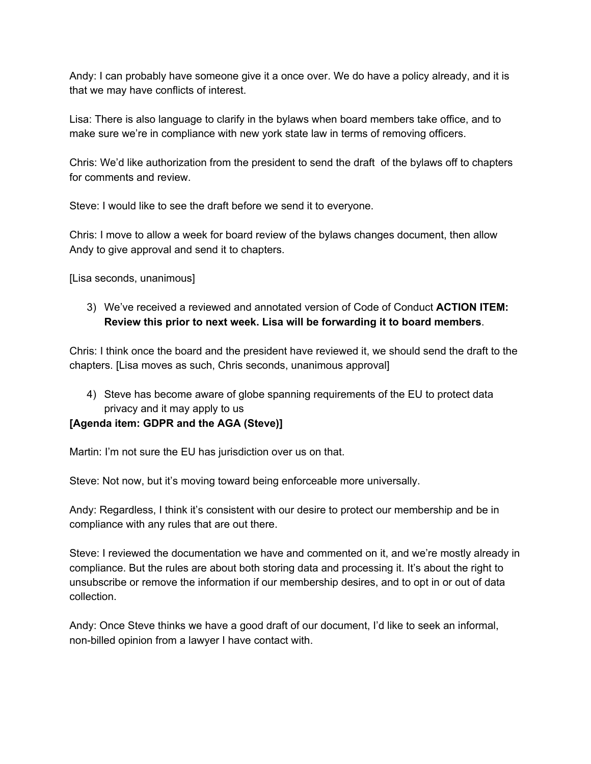Andy: I can probably have someone give it a once over. We do have a policy already, and it is that we may have conflicts of interest.

Lisa: There is also language to clarify in the bylaws when board members take office, and to make sure we're in compliance with new york state law in terms of removing officers.

Chris: We'd like authorization from the president to send the draft  of the bylaws off to chapters for comments and review.

Steve: I would like to see the draft before we send it to everyone.

Chris: I move to allow a week for board review of the bylaws changes document, then allow Andy to give approval and send it to chapters.

[Lisa seconds, unanimous]

3) We've received a reviewed and annotated version of Code of Conduct **ACTION ITEM: Review this prior to next week. Lisa will be forwarding it to board members**.

Chris: I think once the board and the president have reviewed it, we should send the draft to the chapters. [Lisa moves as such, Chris seconds, unanimous approval]

4) Steve has become aware of globe spanning requirements of the EU to protect data privacy and it may apply to us

**[Agenda item: GDPR and the AGA (Steve)]**

Martin: I'm not sure the EU has jurisdiction over us on that.

Steve: Not now, but it's moving toward being enforceable more universally.

Andy: Regardless, I think it's consistent with our desire to protect our membership and be in compliance with any rules that are out there.

Steve: I reviewed the documentation we have and commented on it, and we're mostly already in compliance. But the rules are about both storing data and processing it. It's about the right to unsubscribe or remove the information if our membership desires, and to opt in or out of data collection.

Andy: Once Steve thinks we have a good draft of our document, I'd like to seek an informal, non-billed opinion from a lawyer I have contact with.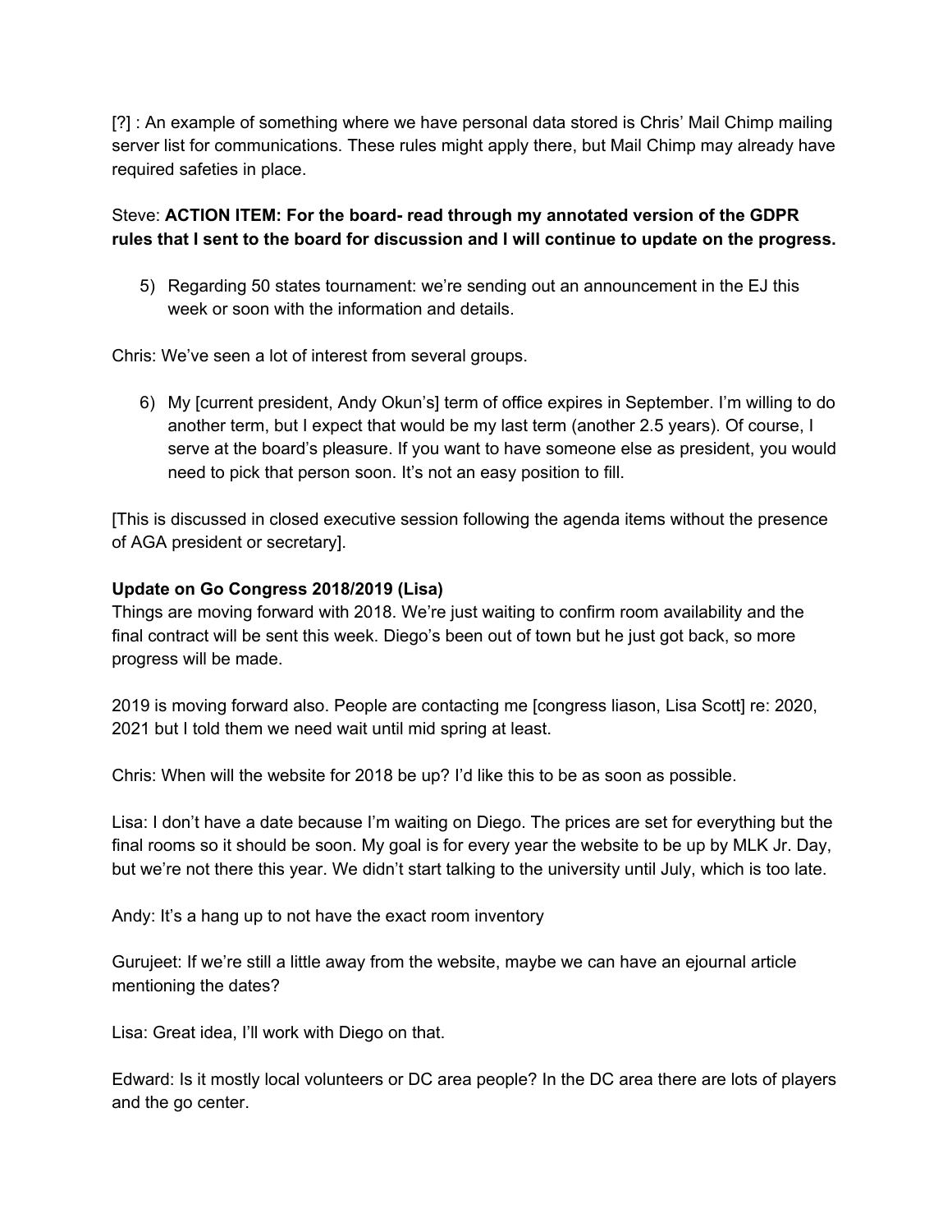[?] : An example of something where we have personal data stored is Chris' Mail Chimp mailing server list for communications. These rules might apply there, but Mail Chimp may already have required safeties in place.

Steve: **ACTION ITEM: For the board- read through my annotated version of the GDPR rules that I sent to the board for discussion and I will continue to update on the progress.**

5) Regarding 50 states tournament: we're sending out an announcement in the EJ this week or soon with the information and details.

Chris: We've seen a lot of interest from several groups.

6) My [current president, Andy Okun's] term of office expires in September. I'm willing to do another term, but I expect that would be my last term (another 2.5 years). Of course, I serve at the board's pleasure. If you want to have someone else as president, you would need to pick that person soon. It's not an easy position to fill.

[This is discussed in closed executive session following the agenda items without the presence of AGA president or secretary].

**Update on Go Congress 2018/2019 (Lisa)**

Things are moving forward with 2018. We're just waiting to confirm room availability and the final contract will be sent this week. Diego's been out of town but he just got back, so more progress will be made.

2019 is moving forward also. People are contacting me [congress liason, Lisa Scott] re: 2020, 2021 but I told them we need wait until mid spring at least.

Chris: When will the website for 2018 be up? I'd like this to be as soon as possible.

Lisa: I don't have a date because I'm waiting on Diego. The prices are set for everything but the final rooms so it should be soon. My goal is for every year the website to be up by MLK Jr. Day, but we're not there this year. We didn't start talking to the university until July, which is too late.

Andy: It's a hang up to not have the exact room inventory

Gurujeet: If we're still a little away from the website, maybe we can have an ejournal article mentioning the dates?

Lisa: Great idea, I'll work with Diego on that.

Edward: Is it mostly local volunteers or DC area people? In the DC area there are lots of players and the go center.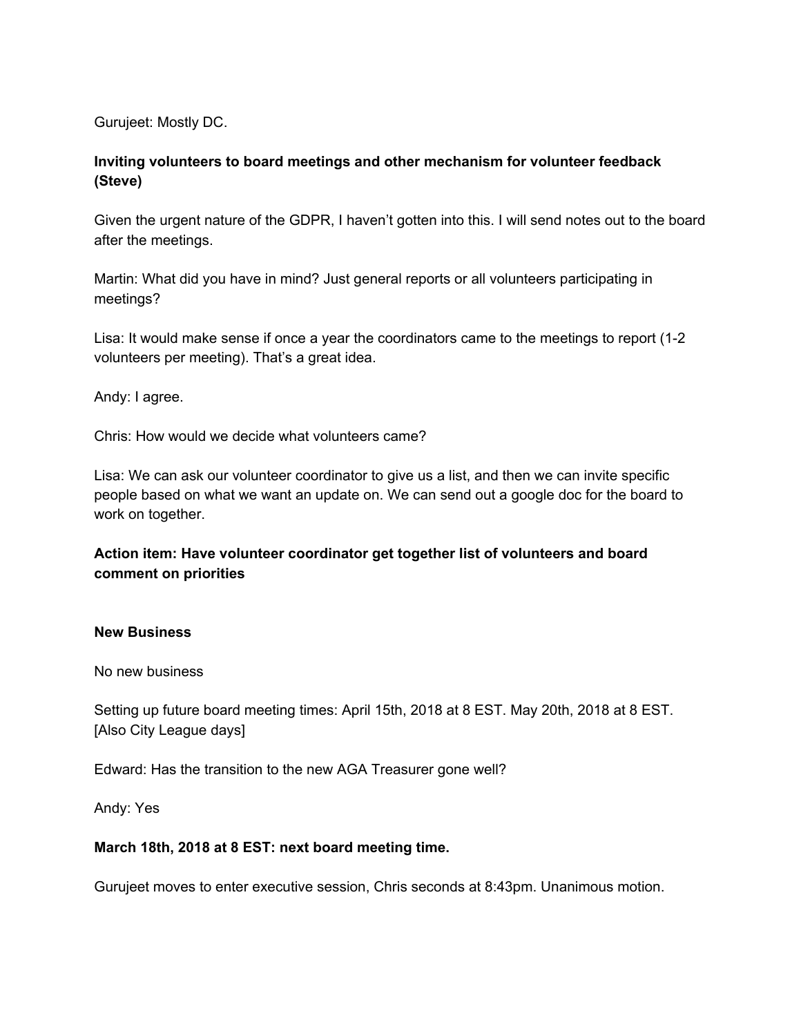Gurujeet: Mostly DC.

**Inviting volunteers to board meetings and other mechanism for volunteer feedback (Steve)**

Given the urgent nature of the GDPR, I haven't gotten into this. I will send notes out to the board after the meetings.

Martin: What did you have in mind? Just general reports or all volunteers participating in meetings?

Lisa: It would make sense if once a year the coordinators came to the meetings to report (1-2 volunteers per meeting). That's a great idea.

Andy: I agree.

Chris: How would we decide what volunteers came?

Lisa: We can ask our volunteer coordinator to give us a list, and then we can invite specific people based on what we want an update on. We can send out a google doc for the board to work on together.

**Action item: Have volunteer coordinator get together list of volunteers and board comment on priorities**

**New Business**

No new business

Setting up future board meeting times: April 15th, 2018 at 8 EST. May 20th, 2018 at 8 EST. [Also City League days]

Edward: Has the transition to the new AGA Treasurer gone well?

Andy: Yes

**March 18th, 2018 at 8 EST: next board meeting time.**

Gurujeet moves to enter executive session, Chris seconds at 8:43pm. Unanimous motion.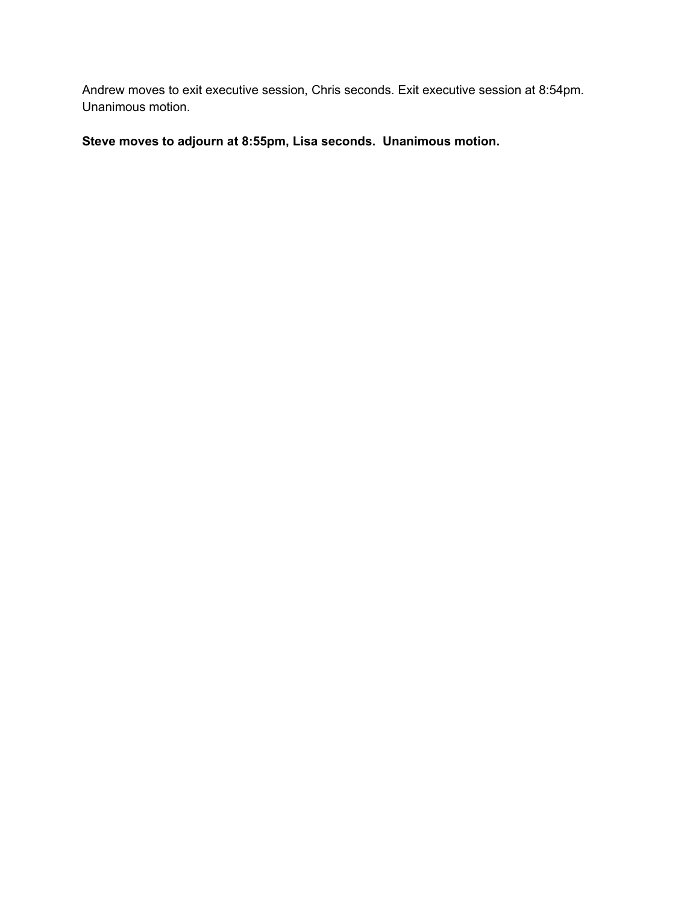Andrew moves to exit executive session, Chris seconds. Exit executive session at 8:54pm. Unanimous motion.

**Steve moves to adjourn at 8:55pm, Lisa seconds.  Unanimous motion.**